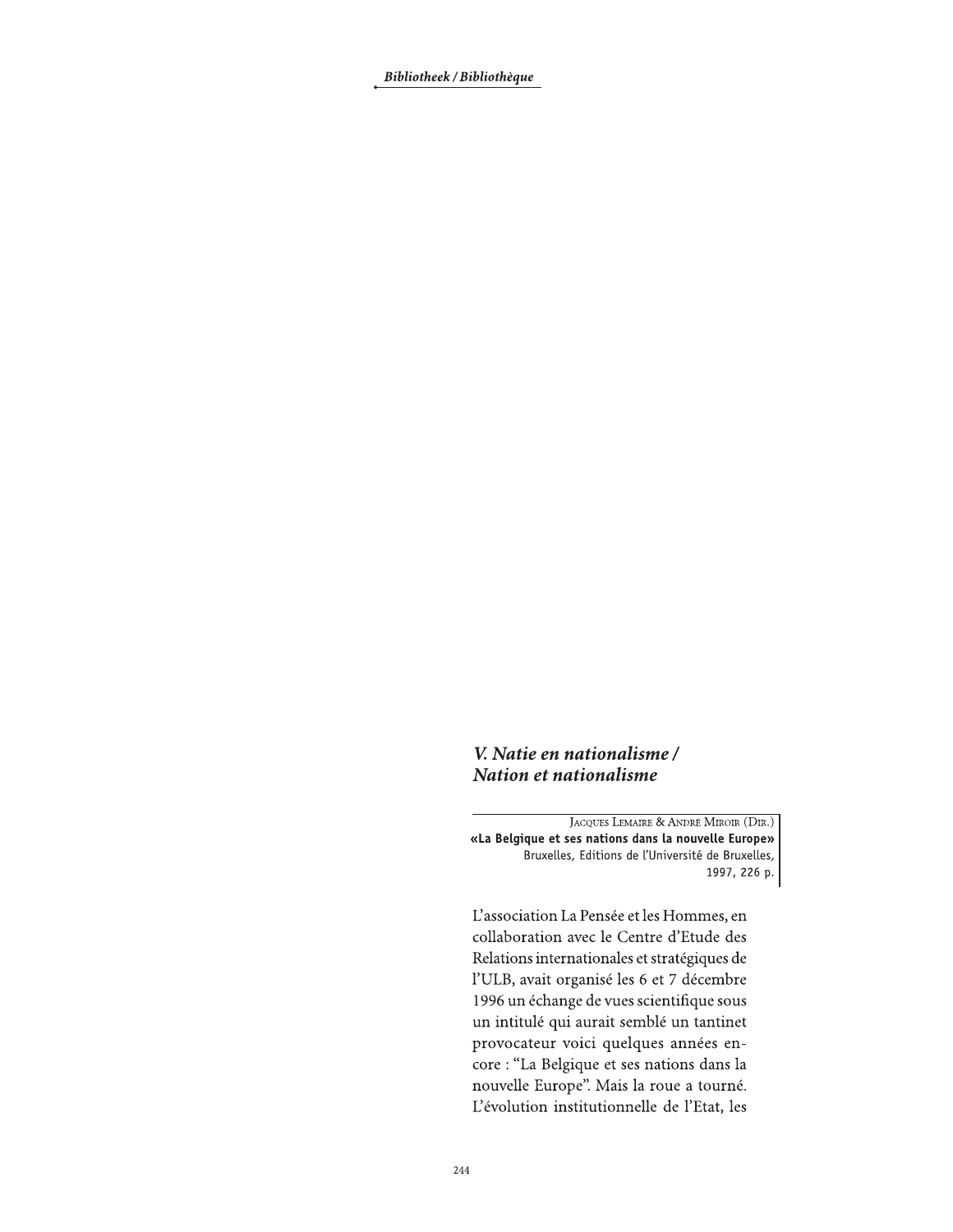## V. Natie en nationalisme / Nation et nationalisme

Jacques Lemaire & André Miroir (Dir.)
**«La Belgique et ses nations dans la nouvelle Europe»**
Bruxelles, Editions de l'Université de Bruxelles,
1997, 226 p.

L'association La Pensée et les Hommes, en collaboration avec le Centre d'Etude des Relations internationales et stratégiques de l'ULB, avait organisé les 6 et 7 décembre 1996 un échange de vues scientifique sous un intitulé qui aurait semblé un tantinet provocateur voici quelques années encore : "La Belgique et ses nations dans la nouvelle Europe". Mais la roue a tourné. L'évolution institutionnelle de l'Etat, les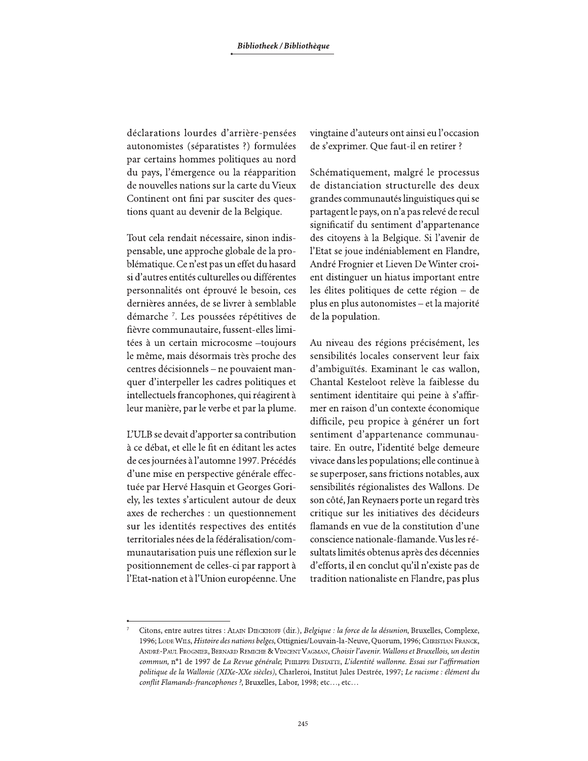déclarations lourdes d'arrière-pensées autonomistes (séparatistes ?) formulées par certains hommes politiques au nord du pays, l'émergence ou la réapparition de nouvelles nations sur la carte du Vieux Continent ont fini par susciter des questions quant au devenir de la Belgique.

Tout cela rendait nécessaire, sinon indispensable, une approche globale de la problématique. Ce n'est pas un effet du hasard si d'autres entités culturelles ou différentes personnalités ont éprouvé le besoin, ces dernières années, de se livrer à semblable démarche [7]. Les poussées répétitives de fièvre communautaire, fussent-elles limitées à un certain microcosme –toujours le même, mais désormais très proche des centres décisionnels – ne pouvaient manquer d'interpeller les cadres politiques et intellectuels francophones, qui réagirent à leur manière, par le verbe et par la plume.

L'ULB se devait d'apporter sa contribution à ce débat, et elle le fit en éditant les actes de ces journées à l'automne 1997. Précédés d'une mise en perspective générale effectuée par Hervé Hasquin et Georges Goriely, les textes s'articulent autour de deux axes de recherches : un questionnement sur les identités respectives des entités territoriales nées de la fédéralisation/communautarisation puis une réflexion sur le positionnement de celles-ci par rapport à l'Etat-nation et à l'Union européenne. Une vingtaine d'auteurs ont ainsi eu l'occasion de s'exprimer. Que faut-il en retirer ?

Schématiquement, malgré le processus de distanciation structurelle des deux grandes communautés linguistiques qui se partagent le pays, on n'a pas relevé de recul significatif du sentiment d'appartenance des citoyens à la Belgique. Si l'avenir de l'Etat se joue indéniablement en Flandre, André Frognier et Lieven De Winter croient distinguer un hiatus important entre les élites politiques de cette région – de plus en plus autonomistes – et la majorité de la population.

Au niveau des régions précisément, les sensibilités locales conservent leur faix d'ambiguïtés. Examinant le cas wallon, Chantal Kesteloot relève la faiblesse du sentiment identitaire qui peine à s'affirmer en raison d'un contexte économique difficile, peu propice à générer un fort sentiment d'appartenance communautaire. En outre, l'identité belge demeure vivace dans les populations; elle continue à se superposer, sans frictions notables, aux sensibilités régionalistes des Wallons. De son côté, Jan Reynaers porte un regard très critique sur les initiatives des décideurs flamands en vue de la constitution d'une conscience nationale-flamande. Vus les résultats limités obtenus après des décennies d'efforts, il en conclut qu'il n'existe pas de tradition nationaliste en Flandre, pas plus

---

[7] Citons, entre autres titres : Alain Dieckhoff (dir.), *Belgique : la force de la désunion*, Bruxelles, Complexe, 1996; Lode Wils, *Histoire des nations belges*, Ottignies/Louvain-la-Neuve, Quorum, 1996; Christian Franck, André-Paul Frognier, Bernard Remiche & Vincent Vagman, *Choisir l'avenir. Wallons et Bruxellois, un destin commun*, n°1 de 1997 de *La Revue générale*; Philippe Destatte, *L'identité wallonne. Essai sur l'affirmation politique de la Wallonie (XIXe-XXe siècles)*, Charleroi, Institut Jules Destrée, 1997; *Le racisme : élément du conflit Flamands-francophones ?*, Bruxelles, Labor, 1998; etc…, etc…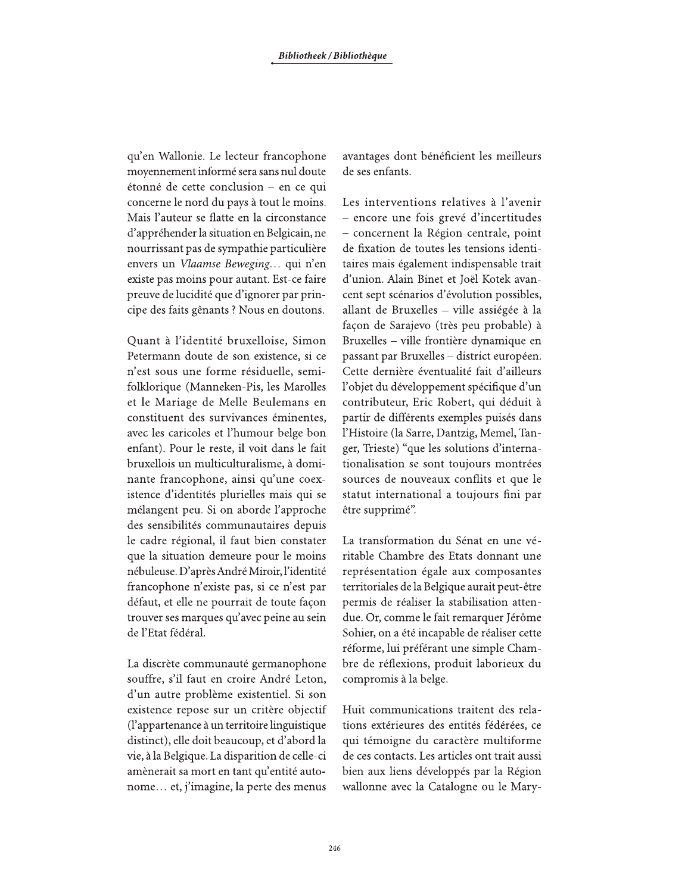qu'en Wallonie. Le lecteur francophone moyennement informé sera sans nul doute étonné de cette conclusion – en ce qui concerne le nord du pays à tout le moins. Mais l'auteur se flatte en la circonstance d'appréhender la situation en Belgicain, ne nourrissant pas de sympathie particulière envers un *Vlaamse Beweging*... qui n'en existe pas moins pour autant. Est-ce faire preuve de lucidité que d'ignorer par principe des faits gênants ? Nous en doutons.

Quant à l'identité bruxelloise, Simon Petermann doute de son existence, si ce n'est sous une forme résiduelle, semi-folklorique (Manneken-Pis, les Marolles et le Mariage de Melle Beulemans en constituent des survivances éminentes, avec les caricoles et l'humour belge bon enfant). Pour le reste, il voit dans le fait bruxellois un multiculturalisme, à dominante francophone, ainsi qu'une coexistence d'identités plurielles mais qui se mélangent peu. Si on aborde l'approche des sensibilités communautaires depuis le cadre régional, il faut bien constater que la situation demeure pour le moins nébuleuse. D'après André Miroir, l'identité francophone n'existe pas, si ce n'est par défaut, et elle ne pourrait de toute façon trouver ses marques qu'avec peine au sein de l'Etat fédéral.

La discrète communauté germanophone souffre, s'il faut en croire André Leton, d'un autre problème existentiel. Si son existence repose sur un critère objectif (l'appartenance à un territoire linguistique distinct), elle doit beaucoup, et d'abord la vie, à la Belgique. La disparition de celle-ci amènerait sa mort en tant qu'entité autonome... et, j'imagine, la perte des menus avantages dont bénéficient les meilleurs de ses enfants.

Les interventions relatives à l'avenir – encore une fois grevé d'incertitudes – concernent la Région centrale, point de fixation de toutes les tensions identitaires mais également indispensable trait d'union. Alain Binet et Joël Kotek avancent sept scénarios d'évolution possibles, allant de Bruxelles – ville assiégée à la façon de Sarajevo (très peu probable) à Bruxelles – ville frontière dynamique en passant par Bruxelles – district européen. Cette dernière éventualité fait d'ailleurs l'objet du développement spécifique d'un contributeur, Eric Robert, qui déduit à partir de différents exemples puisés dans l'Histoire (la Sarre, Dantzig, Memel, Tanger, Trieste) "que les solutions d'internationalisation se sont toujours montrées sources de nouveaux conflits et que le statut international a toujours fini par être supprimé".

La transformation du Sénat en une véritable Chambre des Etats donnant une représentation égale aux composantes territoriales de la Belgique aurait peut-être permis de réaliser la stabilisation attendue. Or, comme le fait remarquer Jérôme Sohier, on a été incapable de réaliser cette réforme, lui préférant une simple Chambre de réflexions, produit laborieux du compromis à la belge.

Huit communications traitent des relations extérieures des entités fédérées, ce qui témoigne du caractère multiforme de ces contacts. Les articles ont trait aussi bien aux liens développés par la Région wallonne avec la Catalogne ou le Mary-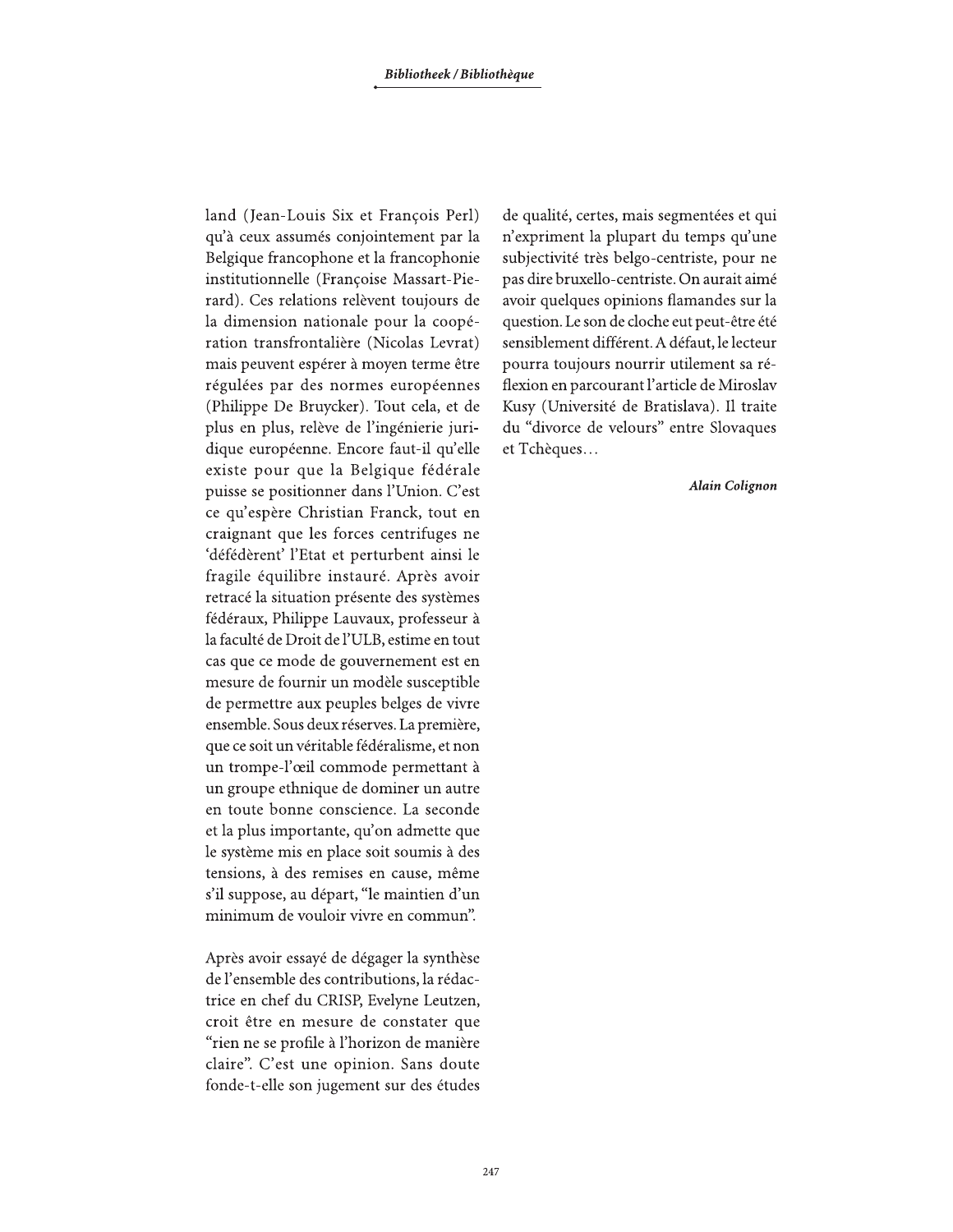land (Jean-Louis Six et François Perl) qu'à ceux assumés conjointement par la Belgique francophone et la francophonie institutionnelle (Françoise Massart-Pierard). Ces relations relèvent toujours de la dimension nationale pour la coopération transfrontalière (Nicolas Levrat) mais peuvent espérer à moyen terme être régulées par des normes européennes (Philippe De Bruycker). Tout cela, et de plus en plus, relève de l'ingénierie juridique européenne. Encore faut-il qu'elle existe pour que la Belgique fédérale puisse se positionner dans l'Union. C'est ce qu'espère Christian Franck, tout en craignant que les forces centrifuges ne 'défédèrent' l'Etat et perturbent ainsi le fragile équilibre instauré. Après avoir retracé la situation présente des systèmes fédéraux, Philippe Lauvaux, professeur à la faculté de Droit de l'ULB, estime en tout cas que ce mode de gouvernement est en mesure de fournir un modèle susceptible de permettre aux peuples belges de vivre ensemble. Sous deux réserves. La première, que ce soit un véritable fédéralisme, et non un trompe-l'œil commode permettant à un groupe ethnique de dominer un autre en toute bonne conscience. La seconde et la plus importante, qu'on admette que le système mis en place soit soumis à des tensions, à des remises en cause, même s'il suppose, au départ, "le maintien d'un minimum de vouloir vivre en commun".

Après avoir essayé de dégager la synthèse de l'ensemble des contributions, la rédactrice en chef du CRISP, Evelyne Leutzen, croit être en mesure de constater que "rien ne se profile à l'horizon de manière claire". C'est une opinion. Sans doute fonde-t-elle son jugement sur des études de qualité, certes, mais segmentées et qui n'expriment la plupart du temps qu'une subjectivité très belgo-centriste, pour ne pas dire bruxello-centriste. On aurait aimé avoir quelques opinions flamandes sur la question. Le son de cloche eut peut-être été sensiblement différent. A défaut, le lecteur pourra toujours nourrir utilement sa réflexion en parcourant l'article de Miroslav Kusy (Université de Bratislava). Il traite du "divorce de velours" entre Slovaques et Tchèques…

***Alain Colignon***